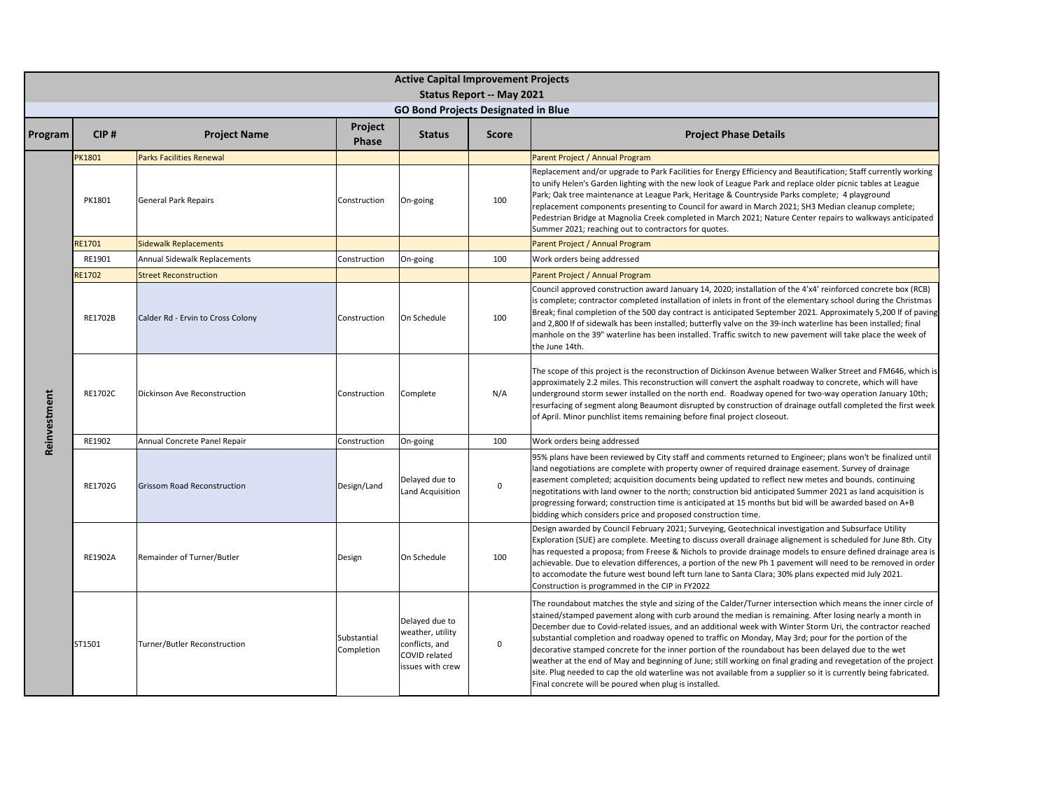# Active Capital Improvement Projects

## Status Report -- May 2021

### GO Bond Projects Designated in Blue

| Program | CIP # | Project Name | Project Phase | Status | Score | Project Phase Details |
|---|---|---|---|---|---|---|
| Reinvestment | PK1801 | Parks Facilities Renewal | | | | Parent Project / Annual Program |
| | PK1801 | General Park Repairs | Construction | On-going | 100 | Replacement and/or upgrade to Park Facilities for Energy Efficiency and Beautification; Staff currently working to unify Helen's Garden lighting with the new look of League Park and replace older picnic tables at League Park; Oak tree maintenance at League Park, Heritage & Countryside Parks complete; 4 playground replacement components presenting to Council for award in March 2021; SH3 Median cleanup complete; Pedestrian Bridge at Magnolia Creek completed in March 2021; Nature Center repairs to walkways anticipated Summer 2021; reaching out to contractors for quotes. |
| | RE1701 | Sidewalk Replacements | | | | Parent Project / Annual Program |
| | RE1901 | Annual Sidewalk Replacements | Construction | On-going | 100 | Work orders being addressed |
| | RE1702 | Street Reconstruction | | | | Parent Project / Annual Program |
| | RE1702B | Calder Rd - Ervin to Cross Colony | Construction | On Schedule | 100 | Council approved construction award January 14, 2020; installation of the 4'x4' reinforced concrete box (RCB) is complete; contractor completed installation of inlets in front of the elementary school during the Christmas Break; final completion of the 500 day contract is anticipated September 2021. Approximately 5,200 lf of paving and 2,800 lf of sidewalk has been installed; butterfly valve on the 39-inch waterline has been installed; final manhole on the 39" waterline has been installed. Traffic switch to new pavement will take place the week of the June 14th. |
| | RE1702C | Dickinson Ave Reconstruction | Construction | Complete | N/A | The scope of this project is the reconstruction of Dickinson Avenue between Walker Street and FM646, which is approximately 2.2 miles. This reconstruction will convert the asphalt roadway to concrete, which will have underground storm sewer installed on the north end. Roadway opened for two-way operation January 10th; resurfacing of segment along Beaumont disrupted by construction of drainage outfall completed the first week of April. Minor punchlist items remaining before final project closeout. |
| | RE1902 | Annual Concrete Panel Repair | Construction | On-going | 100 | Work orders being addressed |
| | RE1702G | Grissom Road Reconstruction | Design/Land | Delayed due to Land Acquisition | 0 | 95% plans have been reviewed by City staff and comments returned to Engineer; plans won't be finalized until land negotiations are complete with property owner of required drainage easement. Survey of drainage easement completed; acquisition documents being updated to reflect new metes and bounds. continuing negotitations with land owner to the north; construction bid anticipated Summer 2021 as land acquisition is progressing forward; construction time is anticipated at 15 months but bid will be awarded based on A+B bidding which considers price and proposed construction time. |
| | RE1902A | Remainder of Turner/Butler | Design | On Schedule | 100 | Design awarded by Council February 2021; Surveying, Geotechnical investigation and Subsurface Utility Exploration (SUE) are complete. Meeting to discuss overall drainage aligmenent is scheduled for June 8th. City has requested a proposa; from Freese & Nichols to provide drainage models to ensure defined drainage area is achievable. Due to elevation differences, a portion of the new Ph 1 pavement will need to be removed in order to accomodate the future west bound left turn lane to Santa Clara; 30% plans expected mid July 2021. Construction is programmed in the CIP in FY2022 |
| | ST1501 | Turner/Butler Reconstruction | Substantial Completion | Delayed due to weather, utility conflicts, and COVID related issues with crew | 0 | The roundabout matches the style and sizing of the Calder/Turner intersection which means the inner circle of stained/stamped pavement along with curb around the median is remaining. After losing nearly a month in December due to Covid-related issues, and an additional week with Winter Storm Uri, the contractor reached substantial completion and roadway opened to traffic on Monday, May 3rd; pour for the portion of the decorative stamped concrete for the inner portion of the roundabout has been delayed due to the wet weather at the end of May and beginning of June; still working on final grading and revegetation of the project site. Plug needed to cap the old waterline was not available from a supplier so it is currently being fabricated. Final concrete will be poured when plug is installed. |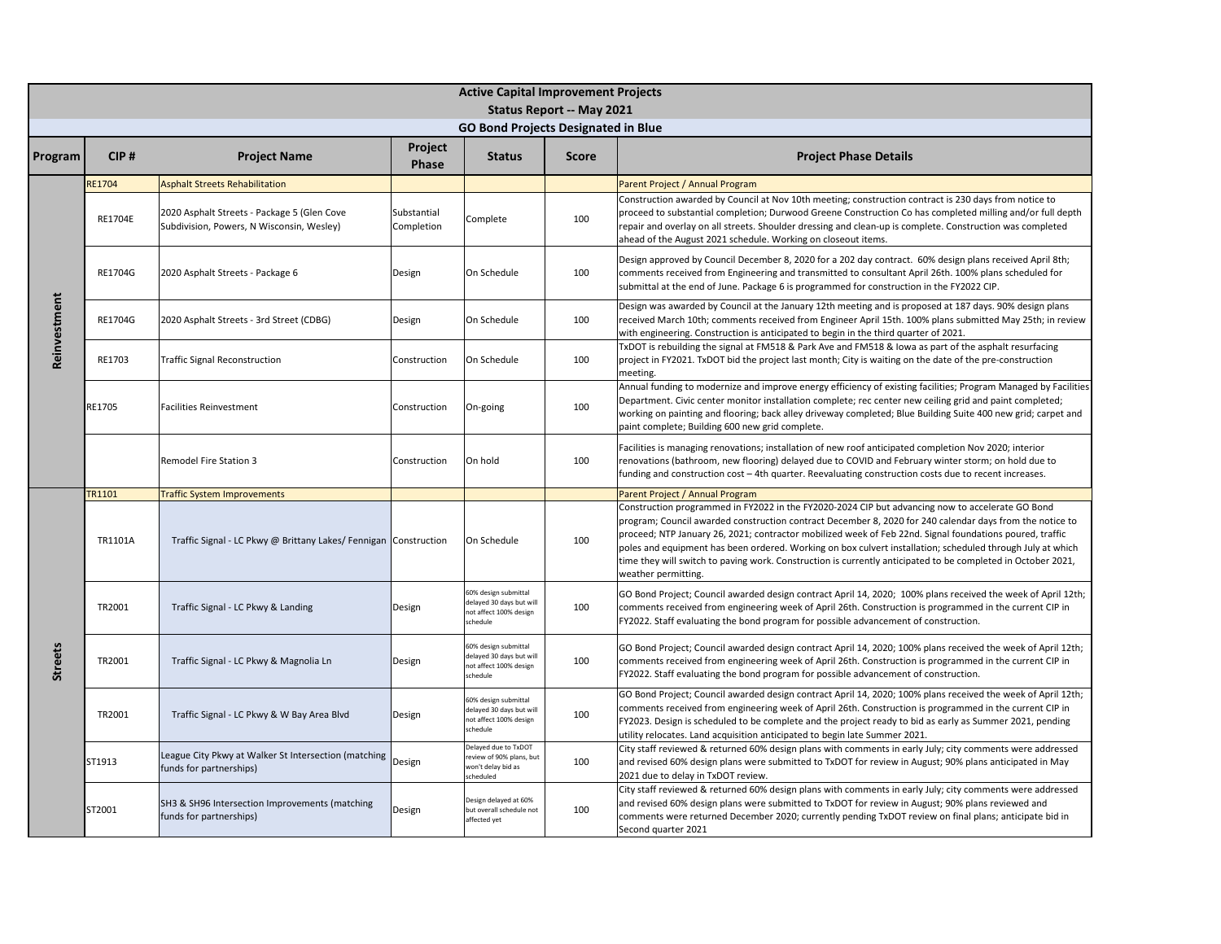# Active Capital Improvement Projects

## Status Report -- May 2021

**GO Bond Projects Designated in Blue**

| Program | CIP # | Project Name | Project Phase | Status | Score | Project Phase Details |
|---|---|---|---|---|---|---|
| Reinvestment | RE1704 | Asphalt Streets Rehabilitation | | | | Parent Project / Annual Program |
| | RE1704E | 2020 Asphalt Streets - Package 5 (Glen Cove Subdivision, Powers, N Wisconsin, Wesley) | Substantial Completion | Complete | 100 | Construction awarded by Council at Nov 10th meeting; construction contract is 230 days from notice to proceed to substantial completion; Durwood Greene Construction Co has completed milling and/or full depth repair and overlay on all streets. Shoulder dressing and clean-up is complete. Construction was completed ahead of the August 2021 schedule. Working on closeout items. |
| | RE1704G | 2020 Asphalt Streets - Package 6 | Design | On Schedule | 100 | Design approved by Council December 8, 2020 for a 202 day contract. 60% design plans received April 8th; comments received from Engineering and transmitted to consultant April 26th. 100% plans scheduled for submittal at the end of June. Package 6 is programmed for construction in the FY2022 CIP. |
| | RE1704G | 2020 Asphalt Streets - 3rd Street (CDBG) | Design | On Schedule | 100 | Design was awarded by Council at the January 12th meeting and is proposed at 187 days. 90% design plans received March 10th; comments received from Engineer April 15th. 100% plans submitted May 25th; in review with engineering. Construction is anticipated to begin in the third quarter of 2021. |
| | RE1703 | Traffic Signal Reconstruction | Construction | On Schedule | 100 | TxDOT is rebuilding the signal at FM518 & Park Ave and FM518 & Iowa as part of the asphalt resurfacing project in FY2021. TxDOT bid the project last month; City is waiting on the date of the pre-construction meeting. |
| | RE1705 | Facilities Reinvestment | Construction | On-going | 100 | Annual funding to modernize and improve energy efficiency of existing facilities; Program Managed by Facilities Department. Civic center monitor installation complete; rec center new ceiling grid and paint completed; working on painting and flooring; back alley driveway completed; Blue Building Suite 400 new grid; carpet and paint complete; Building 600 new grid complete. |
| | | Remodel Fire Station 3 | Construction | On hold | 100 | Facilities is managing renovations; installation of new roof anticipated completion Nov 2020; interior renovations (bathroom, new flooring) delayed due to COVID and February winter storm; on hold due to funding and construction cost – 4th quarter. Reevaluating construction costs due to recent increases. |
| Streets | TR1101 | Traffic System Improvements | | | | Parent Project / Annual Program |
| | TR1101A | Traffic Signal - LC Pkwy @ Brittany Lakes/ Fennigan | Construction | On Schedule | 100 | Construction programmed in FY2022 in the FY2020-2024 CIP but advancing now to accelerate GO Bond program; Council awarded construction contract December 8, 2020 for 240 calendar days from the notice to proceed; NTP January 26, 2021; contractor mobilized week of Feb 22nd. Signal foundations poured, traffic poles and equipment has been ordered. Working on box culvert installation; scheduled through July at which time they will switch to paving work. Construction is currently anticipated to be completed in October 2021, weather permitting. |
| | TR2001 | Traffic Signal - LC Pkwy & Landing | Design | 60% design submittal delayed 30 days but will not affect 100% design schedule | 100 | GO Bond Project; Council awarded design contract April 14, 2020; 100% plans received the week of April 12th; comments received from engineering week of April 26th. Construction is programmed in the current CIP in FY2022. Staff evaluating the bond program for possible advancement of construction. |
| | TR2001 | Traffic Signal - LC Pkwy & Magnolia Ln | Design | 60% design submittal delayed 30 days but will not affect 100% design schedule | 100 | GO Bond Project; Council awarded design contract April 14, 2020; 100% plans received the week of April 12th; comments received from engineering week of April 26th. Construction is programmed in the current CIP in FY2022. Staff evaluating the bond program for possible advancement of construction. |
| | TR2001 | Traffic Signal - LC Pkwy & W Bay Area Blvd | Design | 60% design submittal delayed 30 days but will not affect 100% design schedule | 100 | GO Bond Project; Council awarded design contract April 14, 2020; 100% plans received the week of April 12th; comments received from engineering week of April 26th. Construction is programmed in the current CIP in FY2023. Design is scheduled to be complete and the project ready to bid as early as Summer 2021, pending utility relocates. Land acquisition anticipated to begin late Summer 2021. |
| | ST1913 | League City Pkwy at Walker St Intersection (matching funds for partnerships) | Design | Delayed due to TxDOT review of 90% plans, but won't delay bid as scheduled | 100 | City staff reviewed & returned 60% design plans with comments in early July; city comments were addressed and revised 60% design plans were submitted to TxDOT for review in August; 90% plans anticipated in May 2021 due to delay in TxDOT review. |
| | ST2001 | SH3 & SH96 Intersection Improvements (matching funds for partnerships) | Design | Design delayed at 60% but overall schedule not affected yet | 100 | City staff reviewed & returned 60% design plans with comments in early July; city comments were addressed and revised 60% design plans were submitted to TxDOT for review in August; 90% plans reviewed and comments were returned December 2020; currently pending TxDOT review on final plans; anticipate bid in Second quarter 2021 |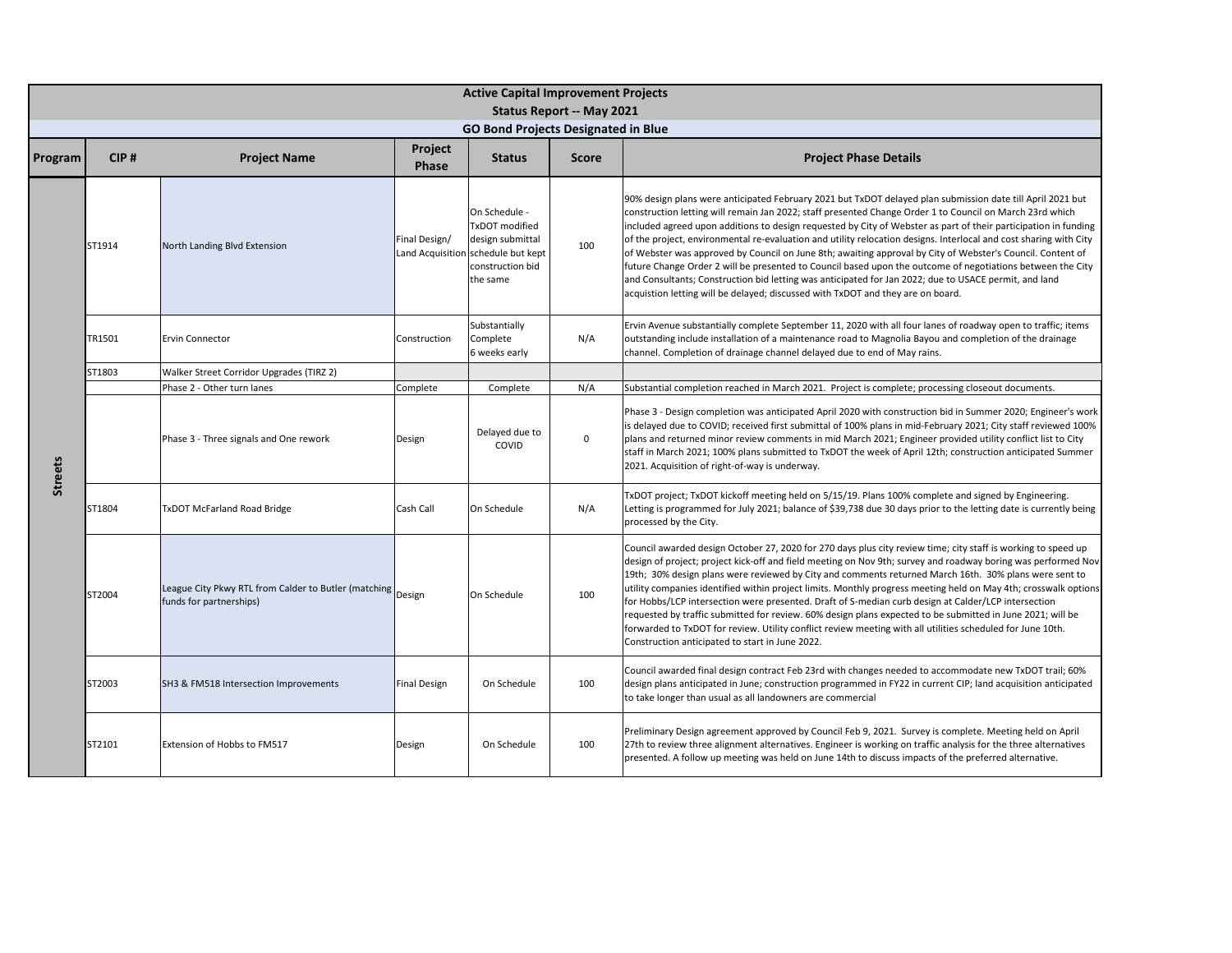# Active Capital Improvement Projects

## Status Report -- May 2021

### GO Bond Projects Designated in Blue

| Program | CIP # | Project Name | Project Phase | Status | Score | Project Phase Details |
|---|---|---|---|---|---|---|
| Streets | ST1914 | North Landing Blvd Extension | Final Design/ Land Acquisition | On Schedule - TxDOT modified design submittal schedule but kept construction bid the same | 100 | 90% design plans were anticipated February 2021 but TxDOT delayed plan submission date till April 2021 but construction letting will remain Jan 2022; staff presented Change Order 1 to Council on March 23rd which included agreed upon additions to design requested by City of Webster as part of their participation in funding of the project, environmental re-evaluation and utility relocation designs. Interlocal and cost sharing with City of Webster was approved by Council on June 8th; awaiting approval by City of Webster's Council. Content of future Change Order 2 will be presented to Council based upon the outcome of negotiations between the City and Consultants; Construction bid letting was anticipated for Jan 2022; due to USACE permit, and land acquistion letting will be delayed; discussed with TxDOT and they are on board. |
| | TR1501 | Ervin Connector | Construction | Substantially Complete 6 weeks early | N/A | Ervin Avenue substantially complete September 11, 2020 with all four lanes of roadway open to traffic; items outstanding include installation of a maintenance road to Magnolia Bayou and completion of the drainage channel. Completion of drainage channel delayed due to end of May rains. |
| | ST1803 | Walker Street Corridor Upgrades (TIRZ 2) | | | | |
| | | Phase 2 - Other turn lanes | Complete | Complete | N/A | Substantial completion reached in March 2021. Project is complete; processing closeout documents. |
| | | Phase 3 - Three signals and One rework | Design | Delayed due to COVID | 0 | Phase 3 - Design completion was anticipated April 2020 with construction bid in Summer 2020; Engineer's work is delayed due to COVID; received first submittal of 100% plans in mid-February 2021; City staff reviewed 100% plans and returned minor review comments in mid March 2021; Engineer provided utility conflict list to City staff in March 2021; 100% plans submitted to TxDOT the week of April 12th; construction anticipated Summer 2021. Acquisition of right-of-way is underway. |
| | ST1804 | TxDOT McFarland Road Bridge | Cash Call | On Schedule | N/A | TxDOT project; TxDOT kickoff meeting held on 5/15/19. Plans 100% complete and signed by Engineering. Letting is programmed for July 2021; balance of $39,738 due 30 days prior to the letting date is currently being processed by the City. |
| | ST2004 | League City Pkwy RTL from Calder to Butler (matching funds for partnerships) | Design | On Schedule | 100 | Council awarded design October 27, 2020 for 270 days plus city review time; city staff is working to speed up design of project; project kick-off and field meeting on Nov 9th; survey and roadway boring was performed Nov 19th; 30% design plans were reviewed by City and comments returned March 16th. 30% plans were sent to utility companies identified within project limits. Monthly progress meeting held on May 4th; crosswalk options for Hobbs/LCP intersection were presented. Draft of S-median curb design at Calder/LCP intersection requested by traffic submitted for review. 60% design plans expected to be submitted in June 2021; will be forwarded to TxDOT for review. Utility conflict review meeting with all utilities scheduled for June 10th. Construction anticipated to start in June 2022. |
| | ST2003 | SH3 & FM518 Intersection Improvements | Final Design | On Schedule | 100 | Council awarded final design contract Feb 23rd with changes needed to accommodate new TxDOT trail; 60% design plans anticipated in June; construction programmed in FY22 in current CIP; land acquisition anticipated to take longer than usual as all landowners are commercial |
| | ST2101 | Extension of Hobbs to FM517 | Design | On Schedule | 100 | Preliminary Design agreement approved by Council Feb 9, 2021. Survey is complete. Meeting held on April 27th to review three alignment alternatives. Engineer is working on traffic analysis for the three alternatives presented. A follow up meeting was held on June 14th to discuss impacts of the preferred alternative. |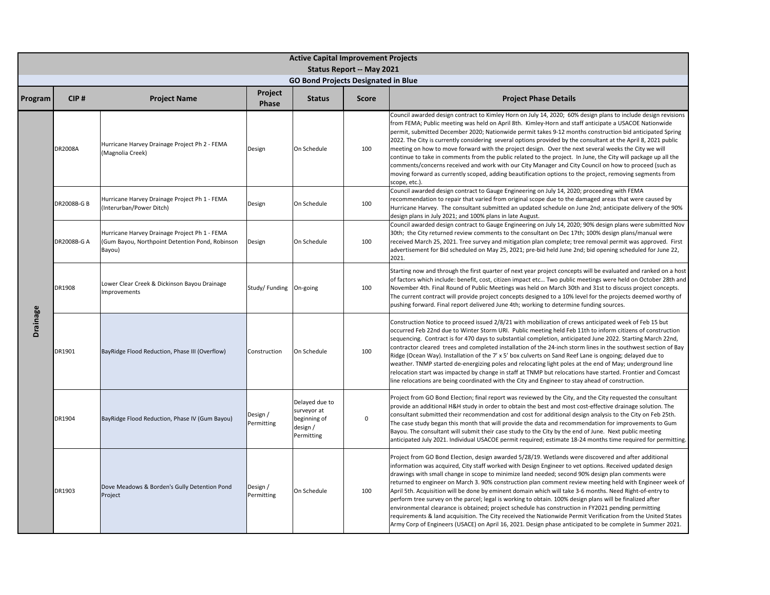## Active Capital Improvement Projects

### Status Report -- May 2021

### GO Bond Projects Designated in Blue

| Program | CIP # | Project Name | Project Phase | Status | Score | Project Phase Details |
|---|---|---|---|---|---|---|
| Drainage | DR2008A | Hurricane Harvey Drainage Project Ph 2 - FEMA (Magnolia Creek) | Design | On Schedule | 100 | Council awarded design contract to Kimley Horn on July 14, 2020; 60% design plans to include design revisions from FEMA; Public meeting was held on April 8th. Kimley-Horn and staff anticipate a USACOE Nationwide permit, submitted December 2020; Nationwide permit takes 9-12 months construction bid anticipated Spring 2022. The City is currently considering several options provided by the consultant at the April 8, 2021 public meeting on how to move forward with the project design. Over the next several weeks the City we will continue to take in comments from the public related to the project. In June, the City will package up all the comments/concerns received and work with our City Manager and City Council on how to proceed (such as moving forward as currently scoped, adding beautification options to the project, removing segments from scope, etc.). |
| | DR2008B-G B | Hurricane Harvey Drainage Project Ph 1 - FEMA (Interurban/Power Ditch) | Design | On Schedule | 100 | Council awarded design contract to Gauge Engineering on July 14, 2020; proceeding with FEMA recommendation to repair that varied from original scope due to the damaged areas that were caused by Hurricane Harvey. The consultant submitted an updated schedule on June 2nd; anticipate delivery of the 90% design plans in July 2021; and 100% plans in late August. |
| | DR2008B-G A | Hurricane Harvey Drainage Project Ph 1 - FEMA (Gum Bayou, Northpoint Detention Pond, Robinson Bayou) | Design | On Schedule | 100 | Council awarded design contract to Gauge Engineering on July 14, 2020; 90% design plans were submitted Nov 30th; the City returned review comments to the consultant on Dec 17th; 100% design plans/manual were received March 25, 2021. Tree survey and mitigation plan complete; tree removal permit was approved. First advertisement for Bid scheduled on May 25, 2021; pre-bid held June 2nd; bid opening scheduled for June 22, 2021. |
| | DR1908 | Lower Clear Creek & Dickinson Bayou Drainage Improvements | Study/ Funding | On-going | 100 | Starting now and through the first quarter of next year project concepts will be evaluated and ranked on a host of factors which include: benefit, cost, citizen impact etc… Two public meetings were held on October 28th and November 4th. Final Round of Public Meetings was held on March 30th and 31st to discuss project concepts. The current contract will provide project concepts designed to a 10% level for the projects deemed worthy of pushing forward. Final report delivered June 4th; working to determine funding sources. |
| | DR1901 | BayRidge Flood Reduction, Phase III (Overflow) | Construction | On Schedule | 100 | Construction Notice to proceed issued 2/8/21 with mobilization of crews anticipated week of Feb 15 but occurred Feb 22nd due to Winter Storm URI. Public meeting held Feb 11th to inform citizens of construction sequencing. Contract is for 470 days to substantial completion, anticipated June 2022. Starting March 22nd, contractor cleared trees and completed installation of the 24-inch storm lines in the southwest section of Bay Ridge (Ocean Way). Installation of the 7' x 5' box culverts on Sand Reef Lane is ongoing; delayed due to weather. TNMP started de-energizing poles and relocating light poles at the end of May; underground line relocation start was impacted by change in staff at TNMP but relocations have started. Frontier and Comcast line relocations are being coordinated with the City and Engineer to stay ahead of construction. |
| | DR1904 | BayRidge Flood Reduction, Phase IV (Gum Bayou) | Design / Permitting | Delayed due to surveyor at beginning of design / Permitting | 0 | Project from GO Bond Election; final report was reviewed by the City, and the City requested the consultant provide an additional H&H study in order to obtain the best and most cost-effective drainage solution. The consultant submitted their recommendation and cost for additional design analysis to the City on Feb 25th. The case study began this month that will provide the data and recommendation for improvements to Gum Bayou. The consultant will submit their case study to the City by the end of June. Next public meeting anticipated July 2021. Individual USACOE permit required; estimate 18-24 months time required for permitting. |
| | DR1903 | Dove Meadows & Borden's Gully Detention Pond Project | Design / Permitting | On Schedule | 100 | Project from GO Bond Election, design awarded 5/28/19. Wetlands were discovered and after additional information was acquired, City staff worked with Design Engineer to vet options. Received updated design drawings with small change in scope to minimize land needed; second 90% design plan comments were returned to engineer on March 3. 90% construction plan comment review meeting held with Engineer week of April 5th. Acquisition will be done by eminent domain which will take 3-6 months. Need Right-of-entry to perform tree survey on the parcel; legal is working to obtain. 100% design plans will be finalized after environmental clearance is obtained; project schedule has construction in FY2021 pending permitting requirements & land acquisition. The City received the Nationwide Permit Verification from the United States Army Corp of Engineers (USACE) on April 16, 2021. Design phase anticipated to be complete in Summer 2021. |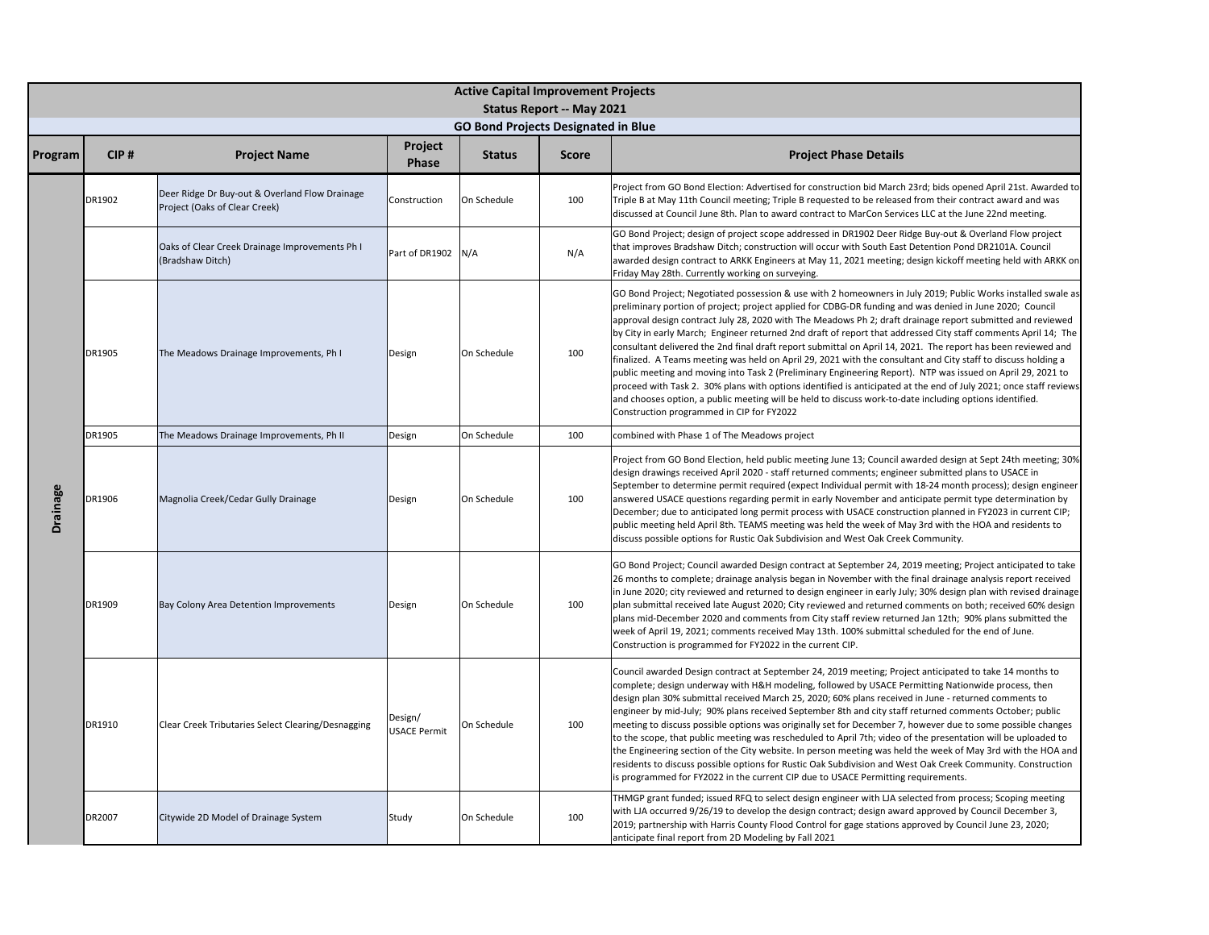## Active Capital Improvement Projects
## Status Report -- May 2021
### GO Bond Projects Designated in Blue

| Program | CIP # | Project Name | Project Phase | Status | Score | Project Phase Details |
|---|---|---|---|---|---|---|
| Drainage | DR1902 | Deer Ridge Dr Buy-out & Overland Flow Drainage Project (Oaks of Clear Creek) | Construction | On Schedule | 100 | Project from GO Bond Election: Advertised for construction bid March 23rd; bids opened April 21st. Awarded to Triple B at May 11th Council meeting; Triple B requested to be released from their contract award and was discussed at Council June 8th. Plan to award contract to MarCon Services LLC at the June 22nd meeting. |
| | | Oaks of Clear Creek Drainage Improvements Ph I (Bradshaw Ditch) | Part of DR1902 | N/A | N/A | GO Bond Project; design of project scope addressed in DR1902 Deer Ridge Buy-out & Overland Flow project that improves Bradshaw Ditch; construction will occur with South East Detention Pond DR2101A. Council awarded design contract to ARKK Engineers at May 11, 2021 meeting; design kickoff meeting held with ARKK on Friday May 28th. Currently working on surveying. |
| | DR1905 | The Meadows Drainage Improvements, Ph I | Design | On Schedule | 100 | GO Bond Project; Negotiated possession & use with 2 homeowners in July 2019; Public Works installed swale as preliminary portion of project; project applied for CDBG-DR funding and was denied in June 2020; Council approval design contract July 28, 2020 with The Meadows Ph 2; draft drainage report submitted and reviewed by City in early March; Engineer returned 2nd draft of report that addressed City staff comments April 14; The consultant delivered the 2nd final draft report submittal on April 14, 2021. The report has been reviewed and finalized. A Teams meeting was held on April 29, 2021 with the consultant and City staff to discuss holding a public meeting and moving into Task 2 (Preliminary Engineering Report). NTP was issued on April 29, 2021 to proceed with Task 2. 30% plans with options identified is anticipated at the end of July 2021; once staff reviews and chooses option, a public meeting will be held to discuss work-to-date including options identified. Construction programmed in CIP for FY2022 |
| | DR1905 | The Meadows Drainage Improvements, Ph II | Design | On Schedule | 100 | combined with Phase 1 of The Meadows project |
| | DR1906 | Magnolia Creek/Cedar Gully Drainage | Design | On Schedule | 100 | Project from GO Bond Election, held public meeting June 13; Council awarded design at Sept 24th meeting; 30% design drawings received April 2020 - staff returned comments; engineer submitted plans to USACE in September to determine permit required (expect Individual permit with 18-24 month process); design engineer answered USACE questions regarding permit in early November and anticipate permit type determination by December; due to anticipated long permit process with USACE construction planned in FY2023 in current CIP; public meeting held April 8th. TEAMS meeting was held the week of May 3rd with the HOA and residents to discuss possible options for Rustic Oak Subdivision and West Oak Creek Community. |
| | DR1909 | Bay Colony Area Detention Improvements | Design | On Schedule | 100 | GO Bond Project; Council awarded Design contract at September 24, 2019 meeting; Project anticipated to take 26 months to complete; drainage analysis began in November with the final drainage analysis report received in June 2020; city reviewed and returned to design engineer in early July; 30% design plan with revised drainage plan submittal received late August 2020; City reviewed and returned comments on both; received 60% design plans mid-December 2020 and comments from City staff review returned Jan 12th; 90% plans submitted the week of April 19, 2021; comments received May 13th. 100% submittal scheduled for the end of June. Construction is programmed for FY2022 in the current CIP. |
| | DR1910 | Clear Creek Tributaries Select Clearing/Desnagging | Design/ USACE Permit | On Schedule | 100 | Council awarded Design contract at September 24, 2019 meeting; Project anticipated to take 14 months to complete; design underway with H&H modeling, followed by USACE Permitting Nationwide process, then design plan 30% submittal received March 25, 2020; 60% plans received in June - returned comments to engineer by mid-July; 90% plans received September 8th and city staff returned comments October; public meeting to discuss possible options was originally set for December 7, however due to some possible changes to the scope, that public meeting was rescheduled to April 7th; video of the presentation will be uploaded to the Engineering section of the City website. In person meeting was held the week of May 3rd with the HOA and residents to discuss possible options for Rustic Oak Subdivision and West Oak Creek Community. Construction is programmed for FY2022 in the current CIP due to USACE Permitting requirements. |
| | DR2007 | Citywide 2D Model of Drainage System | Study | On Schedule | 100 | THMGP grant funded; issued RFQ to select design engineer with LJA selected from process; Scoping meeting with LJA occurred 9/26/19 to develop the design contract; design award approved by Council December 3, 2019; partnership with Harris County Flood Control for gage stations approved by Council June 23, 2020; anticipate final report from 2D Modeling by Fall 2021 |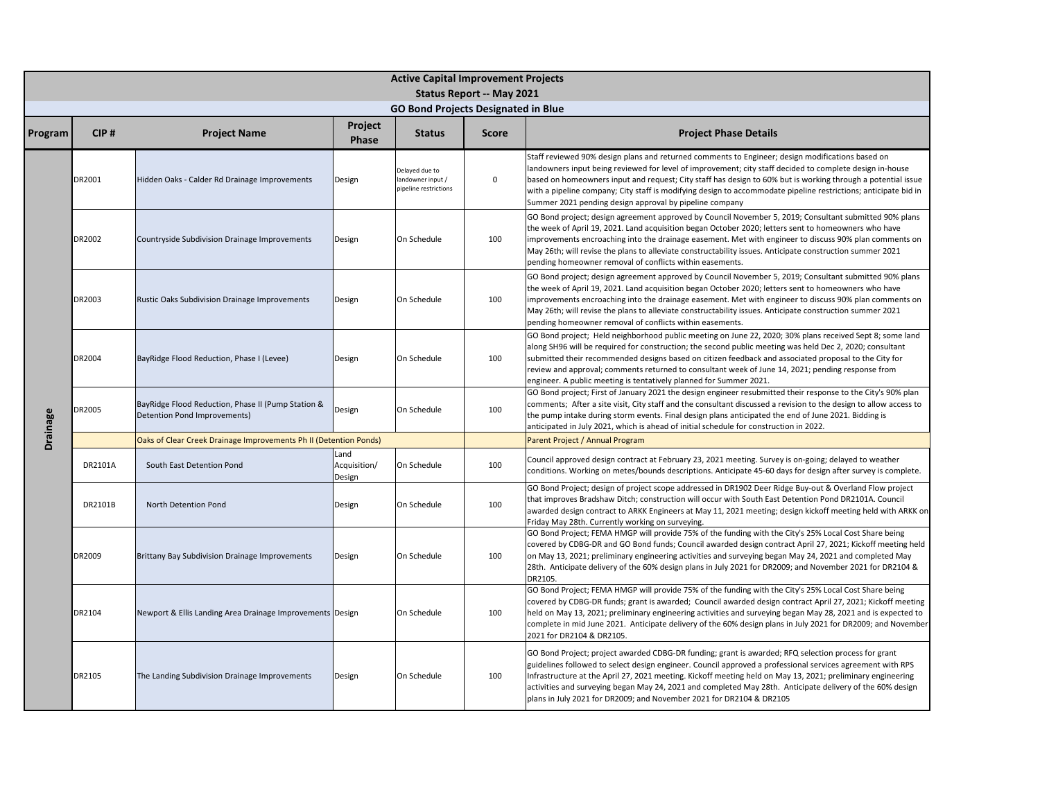# Active Capital Improvement Projects

## Status Report -- May 2021

### GO Bond Projects Designated in Blue

| Program | CIP # | Project Name | Project Phase | Status | Score | Project Phase Details |
|---|---|---|---|---|---|---|
| Drainage | DR2001 | Hidden Oaks - Calder Rd Drainage Improvements | Design | Delayed due to landowner input / pipeline restrictions | 0 | Staff reviewed 90% design plans and returned comments to Engineer; design modifications based on landowners input being reviewed for level of improvement; city staff decided to complete design in-house based on homeowners input and request; City staff has design to 60% but is working through a potential issue with a pipeline company; City staff is modifying design to accommodate pipeline restrictions; anticipate bid in Summer 2021 pending design approval by pipeline company |
| | DR2002 | Countryside Subdivision Drainage Improvements | Design | On Schedule | 100 | GO Bond project; design agreement approved by Council November 5, 2019; Consultant submitted 90% plans the week of April 19, 2021. Land acquisition began October 2020; letters sent to homeowners who have improvements encroaching into the drainage easement. Met with engineer to discuss 90% plan comments on May 26th; will revise the plans to alleviate constructability issues. Anticipate construction summer 2021 pending homeowner removal of conflicts within easements. |
| | DR2003 | Rustic Oaks Subdivision Drainage Improvements | Design | On Schedule | 100 | GO Bond project; design agreement approved by Council November 5, 2019; Consultant submitted 90% plans the week of April 19, 2021. Land acquisition began October 2020; letters sent to homeowners who have improvements encroaching into the drainage easement. Met with engineer to discuss 90% plan comments on May 26th; will revise the plans to alleviate constructability issues. Anticipate construction summer 2021 pending homeowner removal of conflicts within easements. |
| | DR2004 | BayRidge Flood Reduction, Phase I (Levee) | Design | On Schedule | 100 | GO Bond project; Held neighborhood public meeting on June 22, 2020; 30% plans received Sept 8; some land along SH96 will be required for construction; the second public meeting was held Dec 2, 2020; consultant submitted their recommended designs based on citizen feedback and associated proposal to the City for review and approval; comments returned to consultant week of June 14, 2021; pending response from engineer. A public meeting is tentatively planned for Summer 2021. |
| | DR2005 | BayRidge Flood Reduction, Phase II (Pump Station & Detention Pond Improvements) | Design | On Schedule | 100 | GO Bond project; First of January 2021 the design engineer resubmitted their response to the City's 90% plan comments; After a site visit, City staff and the consultant discussed a revision to the design to allow access to the pump intake during storm events. Final design plans anticipated the end of June 2021. Bidding is anticipated in July 2021, which is ahead of initial schedule for construction in 2022. |
| | | Oaks of Clear Creek Drainage Improvements Ph II (Detention Ponds) | | | | Parent Project / Annual Program |
| | DR2101A | South East Detention Pond | Land Acquisition/ Design | On Schedule | 100 | Council approved design contract at February 23, 2021 meeting. Survey is on-going; delayed to weather conditions. Working on metes/bounds descriptions. Anticipate 45-60 days for design after survey is complete. |
| | DR2101B | North Detention Pond | Design | On Schedule | 100 | GO Bond Project; design of project scope addressed in DR1902 Deer Ridge Buy-out & Overland Flow project that improves Bradshaw Ditch; construction will occur with South East Detention Pond DR2101A. Council awarded design contract to ARKK Engineers at May 11, 2021 meeting; design kickoff meeting held with ARKK on Friday May 28th. Currently working on surveying. |
| | DR2009 | Brittany Bay Subdivision Drainage Improvements | Design | On Schedule | 100 | GO Bond Project; FEMA HMGP will provide 75% of the funding with the City's 25% Local Cost Share being covered by CDBG-DR and GO Bond funds; Council awarded design contract April 27, 2021; Kickoff meeting held on May 13, 2021; preliminary engineering activities and surveying began May 24, 2021 and completed May 28th. Anticipate delivery of the 60% design plans in July 2021 for DR2009; and November 2021 for DR2104 & DR2105. |
| | DR2104 | Newport & Ellis Landing Area Drainage Improvements | Design | On Schedule | 100 | GO Bond Project; FEMA HMGP will provide 75% of the funding with the City's 25% Local Cost Share being covered by CDBG-DR funds; grant is awarded; Council awarded design contract April 27, 2021; Kickoff meeting held on May 13, 2021; preliminary engineering activities and surveying began May 28, 2021 and is expected to complete in mid June 2021. Anticipate delivery of the 60% design plans in July 2021 for DR2009; and November 2021 for DR2104 & DR2105. |
| | DR2105 | The Landing Subdivision Drainage Improvements | Design | On Schedule | 100 | GO Bond Project; project awarded CDBG-DR funding; grant is awarded; RFQ selection process for grant guidelines followed to select design engineer. Council approved a professional services agreement with RPS Infrastructure at the April 27, 2021 meeting. Kickoff meeting held on May 13, 2021; preliminary engineering activities and surveying began May 24, 2021 and completed May 28th. Anticipate delivery of the 60% design plans in July 2021 for DR2009; and November 2021 for DR2104 & DR2105 |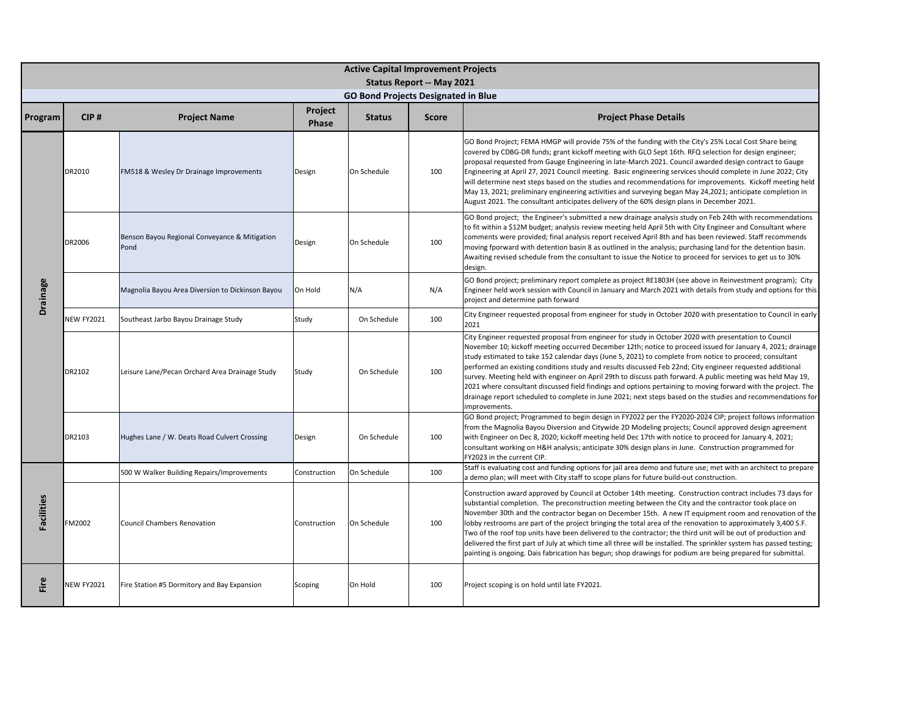# Active Capital Improvement Projects

## Status Report -- May 2021

### GO Bond Projects Designated in Blue

| Program | CIP # | Project Name | Project Phase | Status | Score | Project Phase Details |
|---|---|---|---|---|---|---|
| Drainage | DR2010 | FM518 & Wesley Dr Drainage Improvements | Design | On Schedule | 100 | GO Bond Project; FEMA HMGP will provide 75% of the funding with the City's 25% Local Cost Share being covered by CDBG-DR funds; grant kickoff meeting with GLO Sept 16th. RFQ selection for design engineer; proposal requested from Gauge Engineering in late-March 2021. Council awarded design contract to Gauge Engineering at April 27, 2021 Council meeting. Basic engineering services should complete in June 2022; City will determine next steps based on the studies and recommendations for improvements. Kickoff meeting held May 13, 2021; preliminary engineering activities and surveying began May 24,2021; anticipate completion in August 2021. The consultant anticipates delivery of the 60% design plans in December 2021. |
| | DR2006 | Benson Bayou Regional Conveyance & Mitigation Pond | Design | On Schedule | 100 | GO Bond project; the Engineer's submitted a new drainage analysis study on Feb 24th with recommendations to fit within a $12M budget; analysis review meeting held April 5th with City Engineer and Consultant where comments were provided; final analysis report received April 8th and has been reviewed. Staff recommends moving fporward with detention basin 8 as outlined in the analysis; purchasing land for the detention basin. Awaiting revised schedule from the consultant to issue the Notice to proceed for services to get us to 30% design. |
| | | Magnolia Bayou Area Diversion to Dickinson Bayou | On Hold | N/A | N/A | GO Bond project; preliminary report complete as project RE1803H (see above in Reinvestment program); City Engineer held work session with Council in January and March 2021 with details from study and options for this project and determine path forward |
| | NEW FY2021 | Southeast Jarbo Bayou Drainage Study | Study | On Schedule | 100 | City Engineer requested proposal from engineer for study in October 2020 with presentation to Council in early 2021 |
| | DR2102 | Leisure Lane/Pecan Orchard Area Drainage Study | Study | On Schedule | 100 | City Engineer requested proposal from engineer for study in October 2020 with presentation to Council November 10; kickoff meeting occurred December 12th; notice to proceed issued for January 4, 2021; drainage study estimated to take 152 calendar days (June 5, 2021) to complete from notice to proceed; consultant performed an existing conditions study and results discussed Feb 22nd; City engineer requested additional survey. Meeting held with engineer on April 29th to discuss path forward. A public meeting was held May 19, 2021 where consultant discussed field findings and options pertaining to moving forward with the project. The drainage report scheduled to complete in June 2021; next steps based on the studies and recommendations for improvements. |
| | DR2103 | Hughes Lane / W. Deats Road Culvert Crossing | Design | On Schedule | 100 | GO Bond project; Programmed to begin design in FY2022 per the FY2020-2024 CIP; project follows information from the Magnolia Bayou Diversion and Citywide 2D Modeling projects; Council approved design agreement with Engineer on Dec 8, 2020; kickoff meeting held Dec 17th with notice to proceed for January 4, 2021; consultant working on H&H analysis; anticipate 30% design plans in June. Construction programmed for FY2023 in the current CIP. |
| Facilities | | 500 W Walker Building Repairs/Improvements | Construction | On Schedule | 100 | Staff is evaluating cost and funding options for jail area demo and future use; met with an architect to prepare a demo plan; will meet with City staff to scope plans for future build-out construction. |
| | FM2002 | Council Chambers Renovation | Construction | On Schedule | 100 | Construction award approved by Council at October 14th meeting. Construction contract includes 73 days for substantial completion. The preconstruction meeting between the City and the contractor took place on November 30th and the contractor began on December 15th. A new IT equipment room and renovation of the lobby restrooms are part of the project bringing the total area of the renovation to approximately 3,400 S.F. Two of the roof top units have been delivered to the contractor; the third unit will be out of production and delivered the first part of July at which time all three will be installed. The sprinkler system has passed testing; painting is ongoing. Dais fabrication has begun; shop drawings for podium are being prepared for submittal. |
| Fire | NEW FY2021 | Fire Station #5 Dormitory and Bay Expansion | Scoping | On Hold | 100 | Project scoping is on hold until late FY2021. |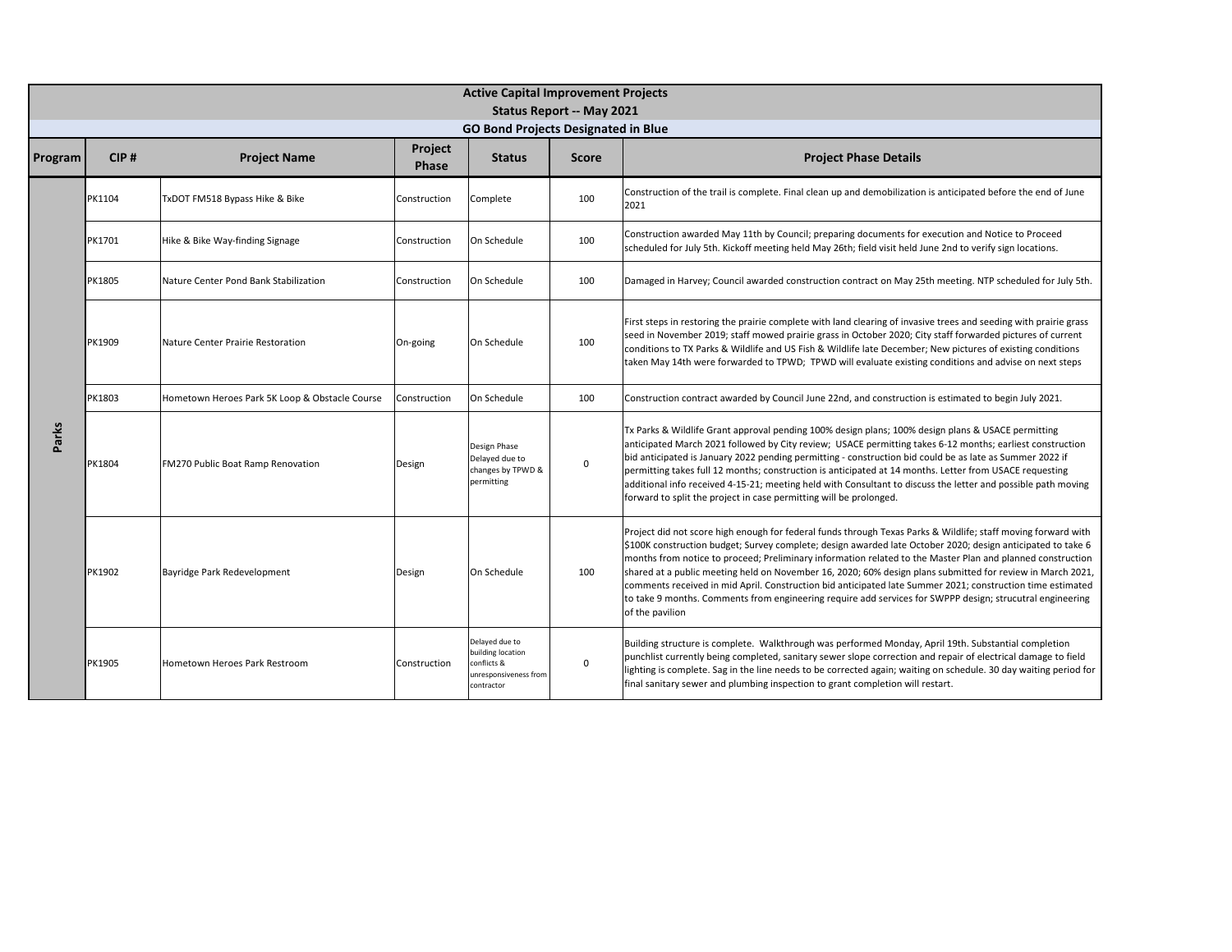## Active Capital Improvement Projects

### Status Report -- May 2021

### GO Bond Projects Designated in Blue

| Program | CIP # | Project Name | Project Phase | Status | Score | Project Phase Details |
|---|---|---|---|---|---|---|
| Parks | PK1104 | TxDOT FM518 Bypass Hike & Bike | Construction | Complete | 100 | Construction of the trail is complete. Final clean up and demobilization is anticipated before the end of June 2021 |
| | PK1701 | Hike & Bike Way-finding Signage | Construction | On Schedule | 100 | Construction awarded May 11th by Council; preparing documents for execution and Notice to Proceed scheduled for July 5th. Kickoff meeting held May 26th; field visit held June 2nd to verify sign locations. |
| | PK1805 | Nature Center Pond Bank Stabilization | Construction | On Schedule | 100 | Damaged in Harvey; Council awarded construction contract on May 25th meeting. NTP scheduled for July 5th. |
| | PK1909 | Nature Center Prairie Restoration | On-going | On Schedule | 100 | First steps in restoring the prairie complete with land clearing of invasive trees and seeding with prairie grass seed in November 2019; staff mowed prairie grass in October 2020; City staff forwarded pictures of current conditions to TX Parks & Wildlife and US Fish & Wildlife late December; New pictures of existing conditions taken May 14th were forwarded to TPWD; TPWD will evaluate existing conditions and advise on next steps |
| | PK1803 | Hometown Heroes Park 5K Loop & Obstacle Course | Construction | On Schedule | 100 | Construction contract awarded by Council June 22nd, and construction is estimated to begin July 2021. |
| | PK1804 | FM270 Public Boat Ramp Renovation | Design | Design Phase Delayed due to changes by TPWD & permitting | 0 | Tx Parks & Wildlife Grant approval pending 100% design plans; 100% design plans & USACE permitting anticipated March 2021 followed by City review; USACE permitting takes 6-12 months; earliest construction bid anticipated is January 2022 pending permitting - construction bid could be as late as Summer 2022 if permitting takes full 12 months; construction is anticipated at 14 months. Letter from USACE requesting additional info received 4-15-21; meeting held with Consultant to discuss the letter and possible path moving forward to split the project in case permitting will be prolonged. |
| | PK1902 | Bayridge Park Redevelopment | Design | On Schedule | 100 | Project did not score high enough for federal funds through Texas Parks & Wildlife; staff moving forward with $100K construction budget; Survey complete; design awarded late October 2020; design anticipated to take 6 months from notice to proceed; Preliminary information related to the Master Plan and planned construction shared at a public meeting held on November 16, 2020; 60% design plans submitted for review in March 2021, comments received in mid April. Construction bid anticipated late Summer 2021; construction time estimated to take 9 months. Comments from engineering require add services for SWPPP design; strucutral engineering of the pavilion |
| | PK1905 | Hometown Heroes Park Restroom | Construction | Delayed due to building location conflicts & unresponsiveness from contractor | 0 | Building structure is complete. Walkthrough was performed Monday, April 19th. Substantial completion punchlist currently being completed, sanitary sewer slope correction and repair of electrical damage to field lighting is complete. Sag in the line needs to be corrected again; waiting on schedule. 30 day waiting period for final sanitary sewer and plumbing inspection to grant completion will restart. |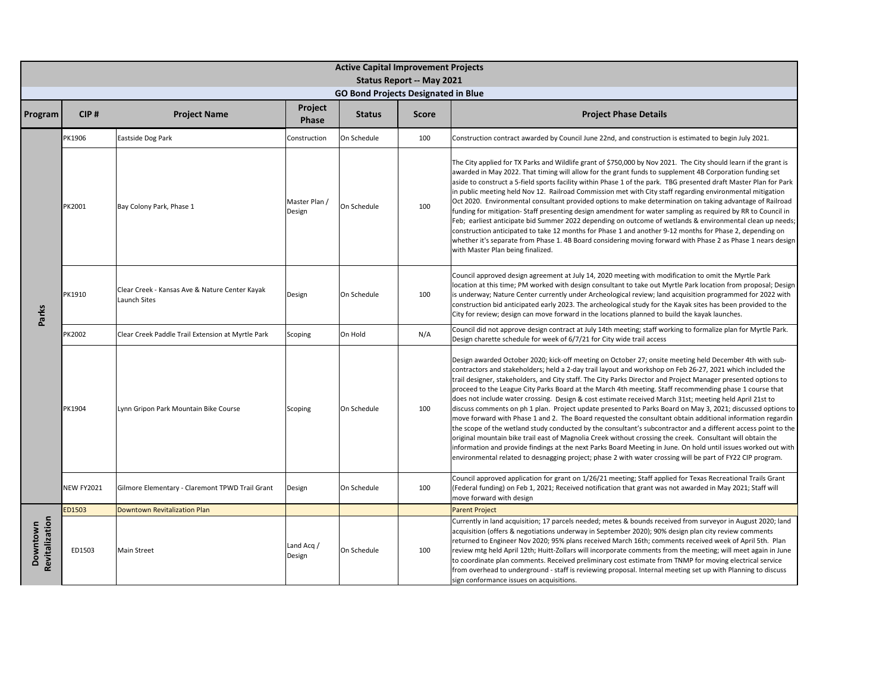# Active Capital Improvement Projects

## Status Report -- May 2021

### GO Bond Projects Designated in Blue

| Program | CIP # | Project Name | Project Phase | Status | Score | Project Phase Details |
|---|---|---|---|---|---|---|
| Parks | PK1906 | Eastside Dog Park | Construction | On Schedule | 100 | Construction contract awarded by Council June 22nd, and construction is estimated to begin July 2021. |
| | PK2001 | Bay Colony Park, Phase 1 | Master Plan / Design | On Schedule | 100 | The City applied for TX Parks and Wildlife grant of $750,000 by Nov 2021. The City should learn if the grant is awarded in May 2022. That timing will allow for the grant funds to supplement 4B Corporation funding set aside to construct a 5-field sports facility within Phase 1 of the park. TBG presented draft Master Plan for Park in public meeting held Nov 12. Railroad Commission met with City staff regarding environmental mitigation Oct 2020. Environmental consultant provided options to make determination on taking advantage of Railroad funding for mitigation- Staff presenting design amendment for water sampling as required by RR to Council in Feb; earliest anticipate bid Summer 2022 depending on outcome of wetlands & environmental clean up needs; construction anticipated to take 12 months for Phase 1 and another 9-12 months for Phase 2, depending on whether it's separate from Phase 1. 4B Board considering moving forward with Phase 2 as Phase 1 nears design with Master Plan being finalized. |
| | PK1910 | Clear Creek - Kansas Ave & Nature Center Kayak Launch Sites | Design | On Schedule | 100 | Council approved design agreement at July 14, 2020 meeting with modification to omit the Myrtle Park location at this time; PM worked with design consultant to take out Myrtle Park location from proposal; Design is underway; Nature Center currently under Archeological review; land acquisition programmed for 2022 with construction bid anticipated early 2023. The archeological study for the Kayak sites has been provided to the City for review; design can move forward in the locations planned to build the kayak launches. |
| | PK2002 | Clear Creek Paddle Trail Extension at Myrtle Park | Scoping | On Hold | N/A | Council did not approve design contract at July 14th meeting; staff working to formalize plan for Myrtle Park. Design charette schedule for week of 6/7/21 for City wide trail access |
| | PK1904 | Lynn Gripon Park Mountain Bike Course | Scoping | On Schedule | 100 | Design awarded October 2020; kick-off meeting on October 27; onsite meeting held December 4th with sub-contractors and stakeholders; held a 2-day trail layout and workshop on Feb 26-27, 2021 which included the trail designer, stakeholders, and City staff. The City Parks Director and Project Manager presented options to proceed to the League City Parks Board at the March 4th meeting. Staff recommending phase 1 course that does not include water crossing. Design & cost estimate received March 31st; meeting held April 21st to discuss comments on ph 1 plan. Project update presented to Parks Board on May 3, 2021; discussed options to move forward with Phase 1 and 2. The Board requested the consultant obtain additional information regardin the scope of the wetland study conducted by the consultant's subcontractor and a different access point to the original mountain bike trail east of Magnolia Creek without crossing the creek. Consultant will obtain the information and provide findings at the next Parks Board Meeting in June. On hold until issues worked out with environmental related to desnagging project; phase 2 with water crossing will be part of FY22 CIP program. |
| | NEW FY2021 | Gilmore Elementary - Claremont TPWD Trail Grant | Design | On Schedule | 100 | Council approved application for grant on 1/26/21 meeting; Staff applied for Texas Recreational Trails Grant (Federal funding) on Feb 1, 2021; Received notification that grant was not awarded in May 2021; Staff will move forward with design |
| Downtown Revitalization | ED1503 | Downtown Revitalization Plan | | | | Parent Project |
| | ED1503 | Main Street | Land Acq / Design | On Schedule | 100 | Currently in land acquisition; 17 parcels needed; metes & bounds received from surveyor in August 2020; land acquisition (offers & negotiations underway in September 2020); 90% design plan city review comments returned to Engineer Nov 2020; 95% plans received March 16th; comments received week of April 5th. Plan review mtg held April 12th; Huitt-Zollars will incorporate comments from the meeting; will meet again in June to coordinate plan comments. Received preliminary cost estimate from TNMP for moving electrical service from overhead to underground - staff is reviewing proposal. Internal meeting set up with Planning to discuss sign conformance issues on acquisitions. |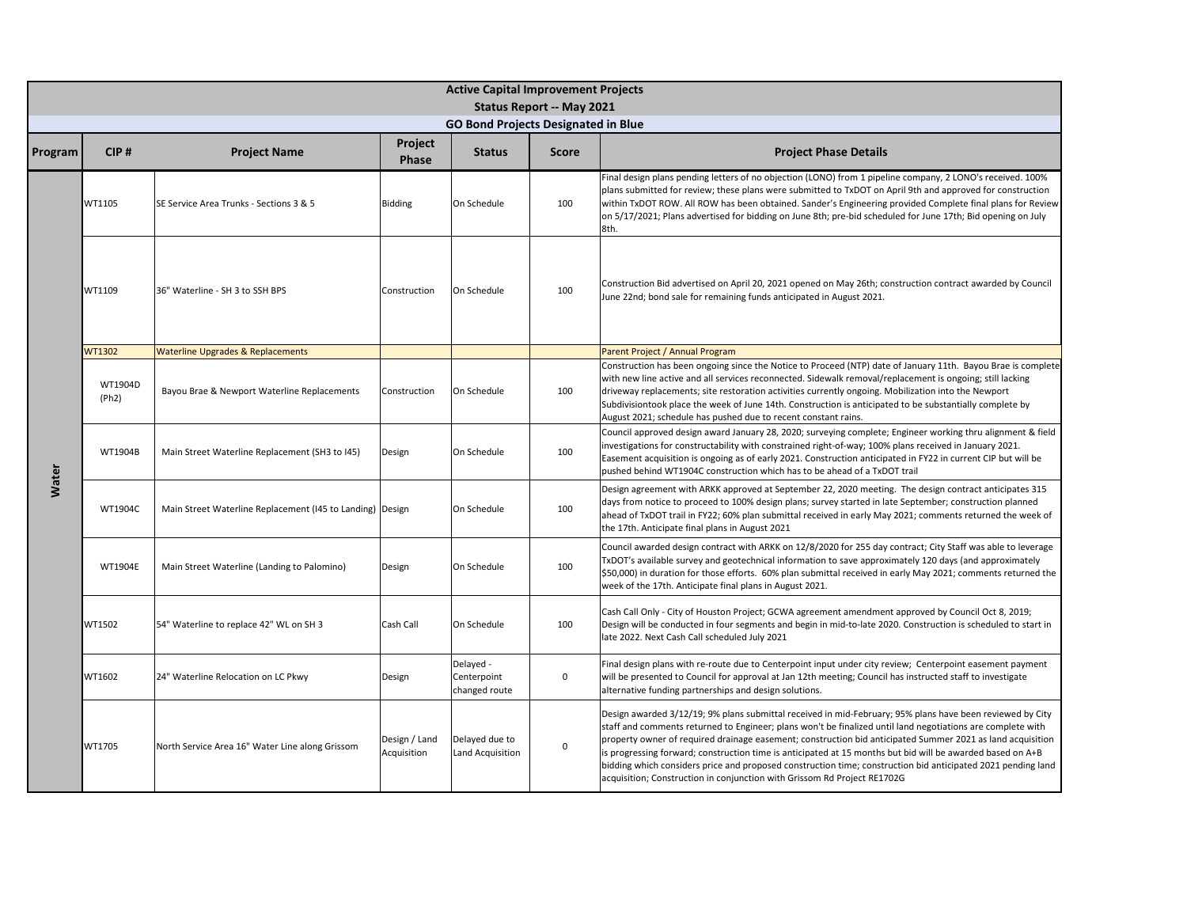## Active Capital Improvement Projects
### Status Report -- May 2021
### GO Bond Projects Designated in Blue

| Program | CIP # | Project Name | Project Phase | Status | Score | Project Phase Details |
|---|---|---|---|---|---|---|
| Water | WT1105 | SE Service Area Trunks - Sections 3 & 5 | Bidding | On Schedule | 100 | Final design plans pending letters of no objection (LONO) from 1 pipeline company, 2 LONO's received. 100% plans submitted for review; these plans were submitted to TxDOT on April 9th and approved for construction within TxDOT ROW. All ROW has been obtained. Sander's Engineering provided Complete final plans for Review on 5/17/2021; Plans advertised for bidding on June 8th; pre-bid scheduled for June 17th; Bid opening on July 8th. |
| | WT1109 | 36" Waterline - SH 3 to SSH BPS | Construction | On Schedule | 100 | Construction Bid advertised on April 20, 2021 opened on May 26th; construction contract awarded by Council June 22nd; bond sale for remaining funds anticipated in August 2021. |
| | WT1302 | Waterline Upgrades & Replacements | | | | Parent Project / Annual Program |
| | WT1904D (Ph2) | Bayou Brae & Newport Waterline Replacements | Construction | On Schedule | 100 | Construction has been ongoing since the Notice to Proceed (NTP) date of January 11th. Bayou Brae is complete with new line active and all services reconnected. Sidewalk removal/replacement is ongoing; still lacking driveway replacements; site restoration activities currently ongoing. Mobilization into the Newport Subdivisiontook place the week of June 14th. Construction is anticipated to be substantially complete by August 2021; schedule has pushed due to recent constant rains. |
| | WT1904B | Main Street Waterline Replacement (SH3 to I45) | Design | On Schedule | 100 | Council approved design award January 28, 2020; surveying complete; Engineer working thru alignment & field investigations for constructability with constrained right-of-way; 100% plans received in January 2021. Easement acquisition is ongoing as of early 2021. Construction anticipated in FY22 in current CIP but will be pushed behind WT1904C construction which has to be ahead of a TxDOT trail |
| | WT1904C | Main Street Waterline Replacement (I45 to Landing) | Design | On Schedule | 100 | Design agreement with ARKK approved at September 22, 2020 meeting. The design contract anticipates 315 days from notice to proceed to 100% design plans; survey started in late September; construction planned ahead of TxDOT trail in FY22; 60% plan submittal received in early May 2021; comments returned the week of the 17th. Anticipate final plans in August 2021 |
| | WT1904E | Main Street Waterline (Landing to Palomino) | Design | On Schedule | 100 | Council awarded design contract with ARKK on 12/8/2020 for 255 day contract; City Staff was able to leverage TxDOT's available survey and geotechnical information to save approximately 120 days (and approximately $50,000) in duration for those efforts. 60% plan submittal received in early May 2021; comments returned the week of the 17th. Anticipate final plans in August 2021. |
| | WT1502 | 54" Waterline to replace 42" WL on SH 3 | Cash Call | On Schedule | 100 | Cash Call Only - City of Houston Project; GCWA agreement amendment approved by Council Oct 8, 2019; Design will be conducted in four segments and begin in mid-to-late 2020. Construction is scheduled to start in late 2022. Next Cash Call scheduled July 2021 |
| | WT1602 | 24" Waterline Relocation on LC Pkwy | Design | Delayed - Centerpoint changed route | 0 | Final design plans with re-route due to Centerpoint input under city review; Centerpoint easement payment will be presented to Council for approval at Jan 12th meeting; Council has instructed staff to investigate alternative funding partnerships and design solutions. |
| | WT1705 | North Service Area 16" Water Line along Grissom | Design / Land Acquisition | Delayed due to Land Acquisition | 0 | Design awarded 3/12/19; 9% plans submittal received in mid-February; 95% plans have been reviewed by City staff and comments returned to Engineer; plans won't be finalized until land negotiations are complete with property owner of required drainage easement; construction bid anticipated Summer 2021 as land acquisition is progressing forward; construction time is anticipated at 15 months but bid will be awarded based on A+B bidding which considers price and proposed construction time; construction bid anticipated 2021 pending land acquisition; Construction in conjunction with Grissom Rd Project RE1702G |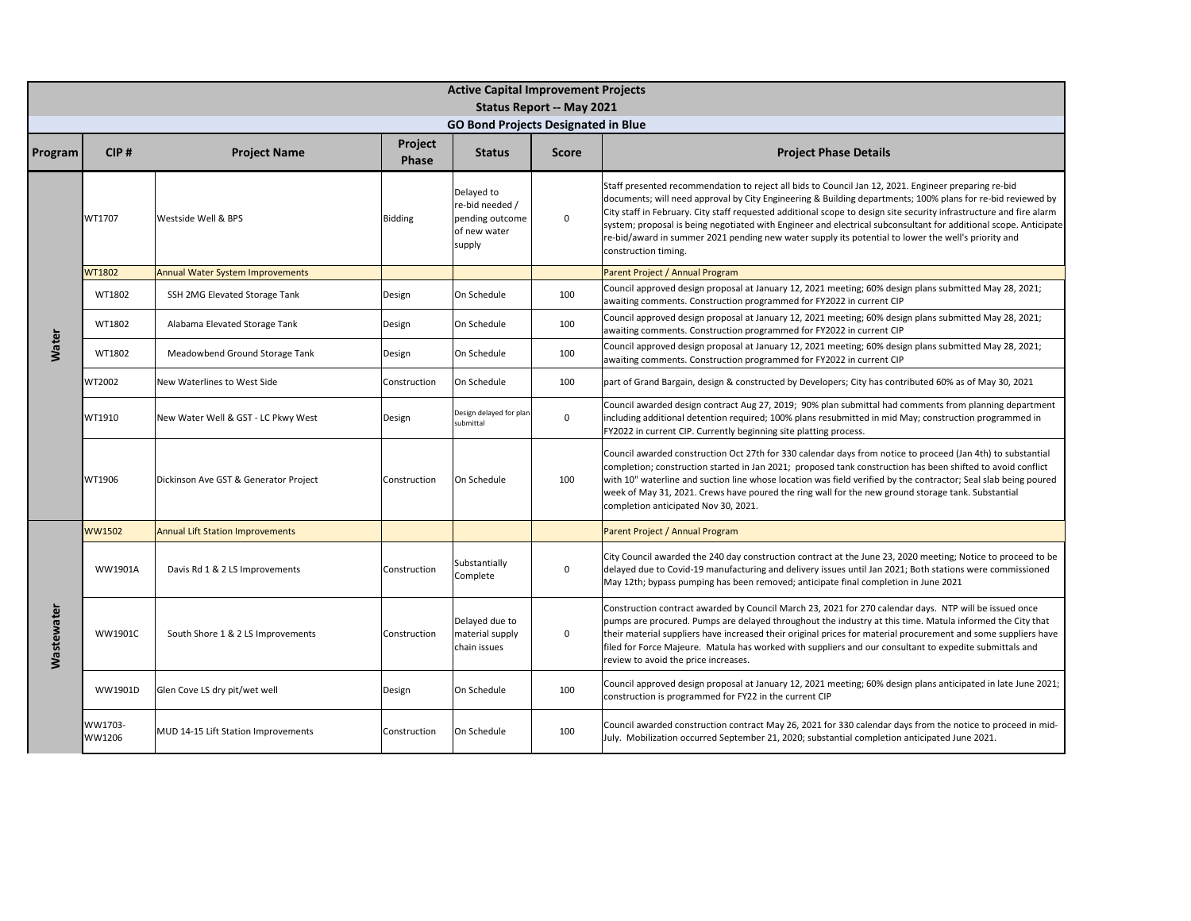## Active Capital Improvement Projects

### Status Report -- May 2021

### GO Bond Projects Designated in Blue

| Program | CIP # | Project Name | Project Phase | Status | Score | Project Phase Details |
|---|---|---|---|---|---|---|
| Water | WT1707 | Westside Well & BPS | Bidding | Delayed to re-bid needed / pending outcome of new water supply | 0 | Staff presented recommendation to reject all bids to Council Jan 12, 2021. Engineer preparing re-bid documents; will need approval by City Engineering & Building departments; 100% plans for re-bid reviewed by City staff in February. City staff requested additional scope to design site security infrastructure and fire alarm system; proposal is being negotiated with Engineer and electrical subconsultant for additional scope. Anticipate re-bid/award in summer 2021 pending new water supply its potential to lower the well's priority and construction timing. |
| | WT1802 | Annual Water System Improvements | | | | Parent Project / Annual Program |
| | WT1802 | SSH 2MG Elevated Storage Tank | Design | On Schedule | 100 | Council approved design proposal at January 12, 2021 meeting; 60% design plans submitted May 28, 2021; awaiting comments. Construction programmed for FY2022 in current CIP |
| | WT1802 | Alabama Elevated Storage Tank | Design | On Schedule | 100 | Council approved design proposal at January 12, 2021 meeting; 60% design plans submitted May 28, 2021; awaiting comments. Construction programmed for FY2022 in current CIP |
| | WT1802 | Meadowbend Ground Storage Tank | Design | On Schedule | 100 | Council approved design proposal at January 12, 2021 meeting; 60% design plans submitted May 28, 2021; awaiting comments. Construction programmed for FY2022 in current CIP |
| | WT2002 | New Waterlines to West Side | Construction | On Schedule | 100 | part of Grand Bargain, design & constructed by Developers; City has contributed 60% as of May 30, 2021 |
| | WT1910 | New Water Well & GST - LC Pkwy West | Design | Design delayed for plan submittal | 0 | Council awarded design contract Aug 27, 2019; 90% plan submittal had comments from planning department including additional detention required; 100% plans resubmitted in mid May; construction programmed in FY2022 in current CIP. Currently beginning site platting process. |
| | WT1906 | Dickinson Ave GST & Generator Project | Construction | On Schedule | 100 | Council awarded construction Oct 27th for 330 calendar days from notice to proceed (Jan 4th) to substantial completion; construction started in Jan 2021; proposed tank construction has been shifted to avoid conflict with 10" waterline and suction line whose location was field verified by the contractor; Seal slab being poured week of May 31, 2021. Crews have poured the ring wall for the new ground storage tank. Substantial completion anticipated Nov 30, 2021. |
| Wastewater | WW1502 | Annual Lift Station Improvements | | | | Parent Project / Annual Program |
| | WW1901A | Davis Rd 1 & 2 LS Improvements | Construction | Substantially Complete | 0 | City Council awarded the 240 day construction contract at the June 23, 2020 meeting; Notice to proceed to be delayed due to Covid-19 manufacturing and delivery issues until Jan 2021; Both stations were commissioned May 12th; bypass pumping has been removed; anticipate final completion in June 2021 |
| | WW1901C | South Shore 1 & 2 LS Improvements | Construction | Delayed due to material supply chain issues | 0 | Construction contract awarded by Council March 23, 2021 for 270 calendar days. NTP will be issued once pumps are procured. Pumps are delayed throughout the industry at this time. Matula informed the City that their material suppliers have increased their original prices for material procurement and some suppliers have filed for Force Majeure. Matula has worked with suppliers and our consultant to expedite submittals and review to avoid the price increases. |
| | WW1901D | Glen Cove LS dry pit/wet well | Design | On Schedule | 100 | Council approved design proposal at January 12, 2021 meeting; 60% design plans anticipated in late June 2021; construction is programmed for FY22 in the current CIP |
| | WW1703-WW1206 | MUD 14-15 Lift Station Improvements | Construction | On Schedule | 100 | Council awarded construction contract May 26, 2021 for 330 calendar days from the notice to proceed in mid-July. Mobilization occurred September 21, 2020; substantial completion anticipated June 2021. |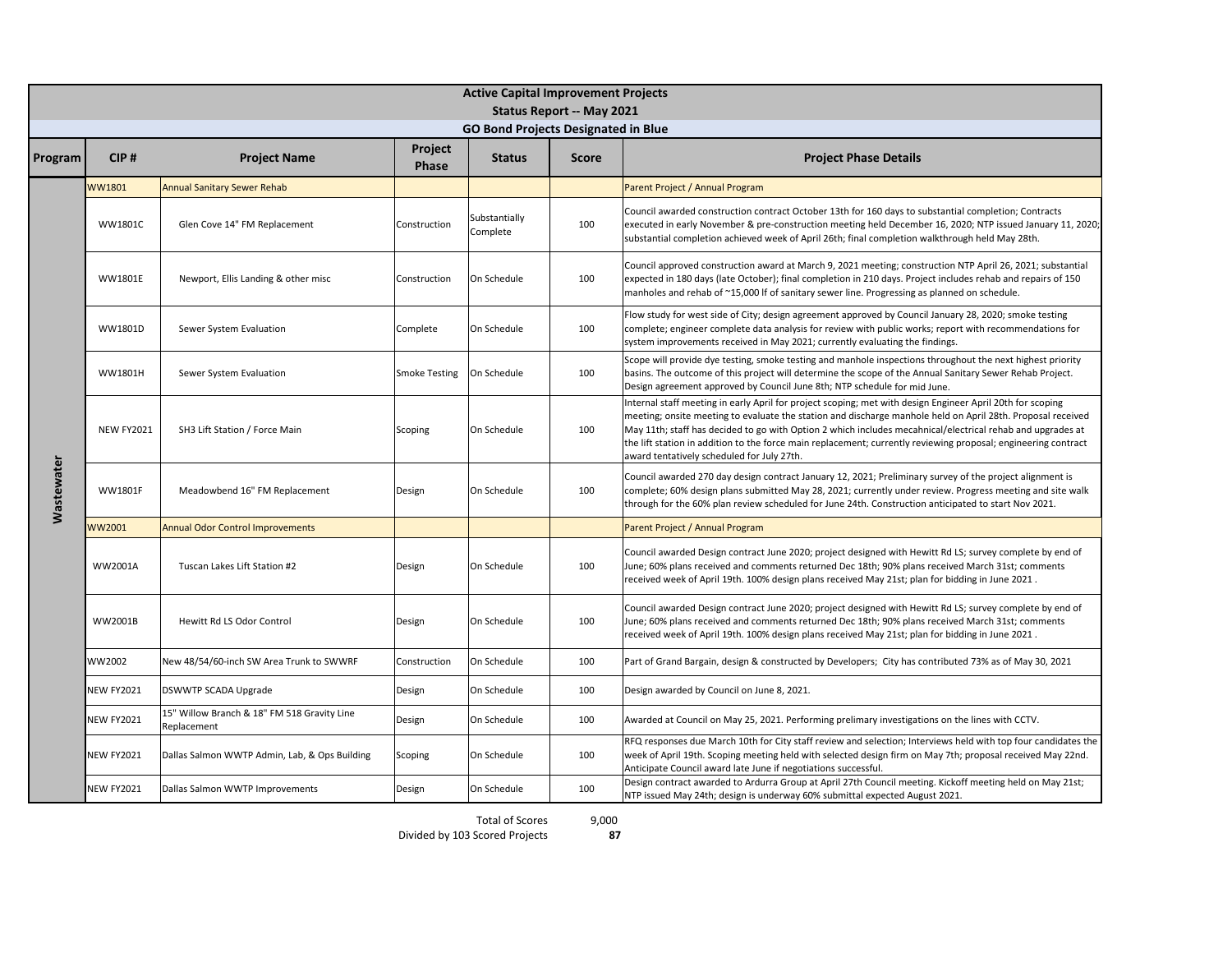# Active Capital Improvement Projects

## Status Report -- May 2021

### GO Bond Projects Designated in Blue

| Program | CIP # | Project Name | Project Phase | Status | Score | Project Phase Details |
|---|---|---|---|---|---|---|
| Wastewater | WW1801 | Annual Sanitary Sewer Rehab | | | | Parent Project / Annual Program |
| | WW1801C | Glen Cove 14" FM Replacement | Construction | Substantially Complete | 100 | Council awarded construction contract October 13th for 160 days to substantial completion; Contracts executed in early November & pre-construction meeting held December 16, 2020; NTP issued January 11, 2020; substantial completion achieved week of April 26th; final completion walkthrough held May 28th. |
| | WW1801E | Newport, Ellis Landing & other misc | Construction | On Schedule | 100 | Council approved construction award at March 9, 2021 meeting; construction NTP April 26, 2021; substantial expected in 180 days (late October); final completion in 210 days. Project includes rehab and repairs of 150 manholes and rehab of ~15,000 lf of sanitary sewer line. Progressing as planned on schedule. |
| | WW1801D | Sewer System Evaluation | Complete | On Schedule | 100 | Flow study for west side of City; design agreement approved by Council January 28, 2020; smoke testing complete; engineer complete data analysis for review with public works; report with recommendations for system improvements received in May 2021; currently evaluating the findings. |
| | WW1801H | Sewer System Evaluation | Smoke Testing | On Schedule | 100 | Scope will provide dye testing, smoke testing and manhole inspections throughout the next highest priority basins. The outcome of this project will determine the scope of the Annual Sanitary Sewer Rehab Project. Design agreement approved by Council June 8th; NTP schedule for mid June. |
| | NEW FY2021 | SH3 Lift Station / Force Main | Scoping | On Schedule | 100 | Internal staff meeting in early April for project scoping; met with design Engineer April 20th for scoping meeting; onsite meeting to evaluate the station and discharge manhole held on April 28th. Proposal received May 11th; staff has decided to go with Option 2 which includes mecahnical/electrical rehab and upgrades at the lift station in addition to the force main replacement; currently reviewing proposal; engineering contract award tentatively scheduled for July 27th. |
| | WW1801F | Meadowbend 16" FM Replacement | Design | On Schedule | 100 | Council awarded 270 day design contract January 12, 2021; Preliminary survey of the project alignment is complete; 60% design plans submitted May 28, 2021; currently under review. Progress meeting and site walk through for the 60% plan review scheduled for June 24th. Construction anticipated to start Nov 2021. |
| | WW2001 | Annual Odor Control Improvements | | | | Parent Project / Annual Program |
| | WW2001A | Tuscan Lakes Lift Station #2 | Design | On Schedule | 100 | Council awarded Design contract June 2020; project designed with Hewitt Rd LS; survey complete by end of June; 60% plans received and comments returned Dec 18th; 90% plans received March 31st; comments received week of April 19th. 100% design plans received May 21st; plan for bidding in June 2021 . |
| | WW2001B | Hewitt Rd LS Odor Control | Design | On Schedule | 100 | Council awarded Design contract June 2020; project designed with Hewitt Rd LS; survey complete by end of June; 60% plans received and comments returned Dec 18th; 90% plans received March 31st; comments received week of April 19th. 100% design plans received May 21st; plan for bidding in June 2021 . |
| | WW2002 | New 48/54/60-inch SW Area Trunk to SWWRF | Construction | On Schedule | 100 | Part of Grand Bargain, design & constructed by Developers; City has contributed 73% as of May 30, 2021 |
| | NEW FY2021 | DSWWTP SCADA Upgrade | Design | On Schedule | 100 | Design awarded by Council on June 8, 2021. |
| | NEW FY2021 | 15" Willow Branch & 18" FM 518 Gravity Line Replacement | Design | On Schedule | 100 | Awarded at Council on May 25, 2021. Performing prelimary investigations on the lines with CCTV. |
| | NEW FY2021 | Dallas Salmon WWTP Admin, Lab, & Ops Building | Scoping | On Schedule | 100 | RFQ responses due March 10th for City staff review and selection; Interviews held with top four candidates the week of April 19th. Scoping meeting held with selected design firm on May 7th; proposal received May 22nd. Anticipate Council award late June if negotiations successful. |
| | NEW FY2021 | Dallas Salmon WWTP Improvements | Design | On Schedule | 100 | Design contract awarded to Ardurra Group at April 27th Council meeting. Kickoff meeting held on May 21st; NTP issued May 24th; design is underway 60% submittal expected August 2021. |

| | |
|---|---|
| Total of Scores | 9,000 |
| Divided by 103 Scored Projects | **87** |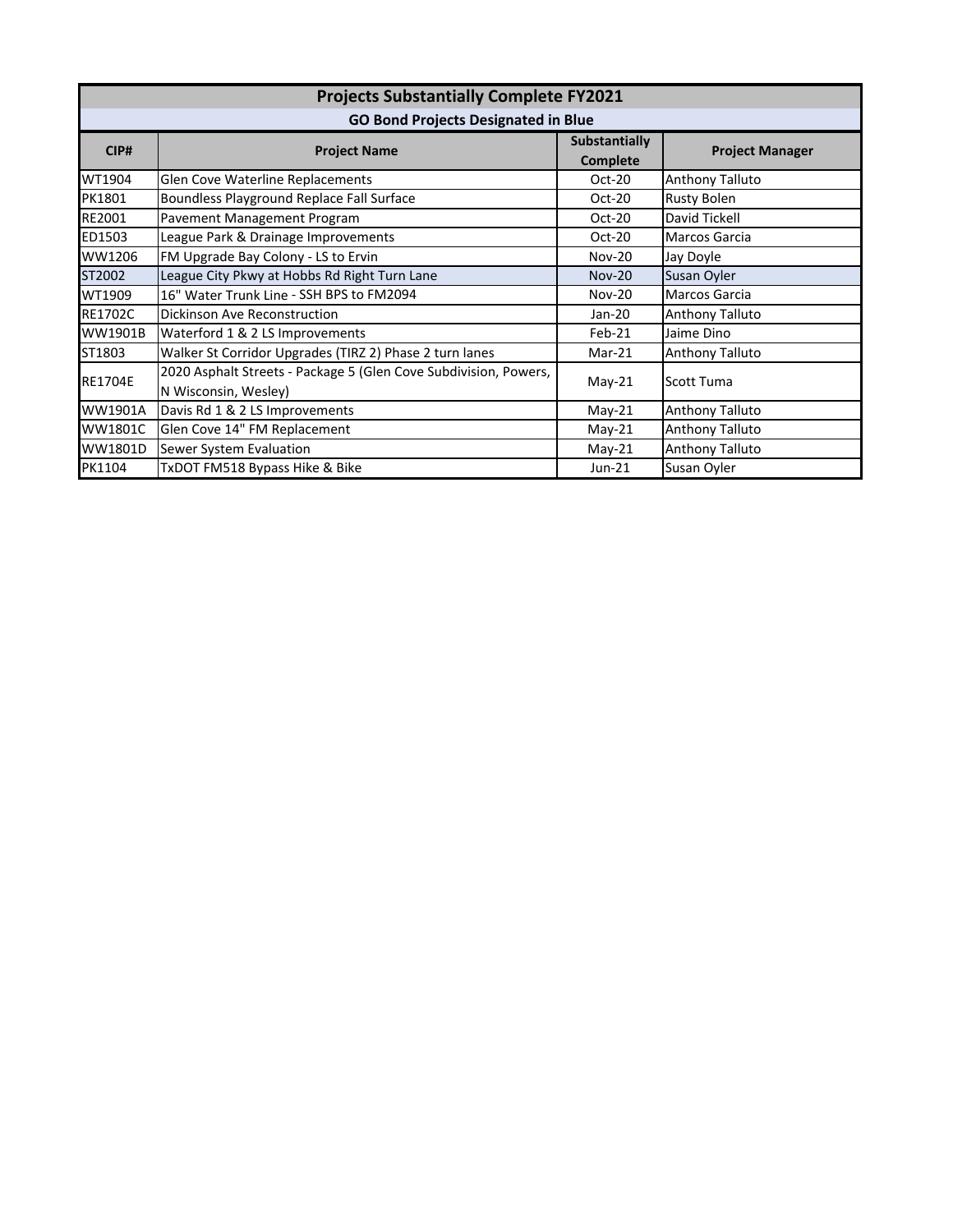## Projects Substantially Complete FY2021

**GO Bond Projects Designated in Blue**

| CIP# | Project Name | Substantially Complete | Project Manager |
| --- | --- | --- | --- |
| WT1904 | Glen Cove Waterline Replacements | Oct-20 | Anthony Talluto |
| PK1801 | Boundless Playground Replace Fall Surface | Oct-20 | Rusty Bolen |
| RE2001 | Pavement Management Program | Oct-20 | David Tickell |
| ED1503 | League Park & Drainage Improvements | Oct-20 | Marcos Garcia |
| WW1206 | FM Upgrade Bay Colony - LS to Ervin | Nov-20 | Jay Doyle |
| ST2002 | League City Pkwy at Hobbs Rd Right Turn Lane | Nov-20 | Susan Oyler |
| WT1909 | 16" Water Trunk Line - SSH BPS to FM2094 | Nov-20 | Marcos Garcia |
| RE1702C | Dickinson Ave Reconstruction | Jan-20 | Anthony Talluto |
| WW1901B | Waterford 1 & 2 LS Improvements | Feb-21 | Jaime Dino |
| ST1803 | Walker St Corridor Upgrades (TIRZ 2) Phase 2 turn lanes | Mar-21 | Anthony Talluto |
| RE1704E | 2020 Asphalt Streets - Package 5 (Glen Cove Subdivision, Powers, N Wisconsin, Wesley) | May-21 | Scott Tuma |
| WW1901A | Davis Rd 1 & 2 LS Improvements | May-21 | Anthony Talluto |
| WW1801C | Glen Cove 14" FM Replacement | May-21 | Anthony Talluto |
| WW1801D | Sewer System Evaluation | May-21 | Anthony Talluto |
| PK1104 | TxDOT FM518 Bypass Hike & Bike | Jun-21 | Susan Oyler |